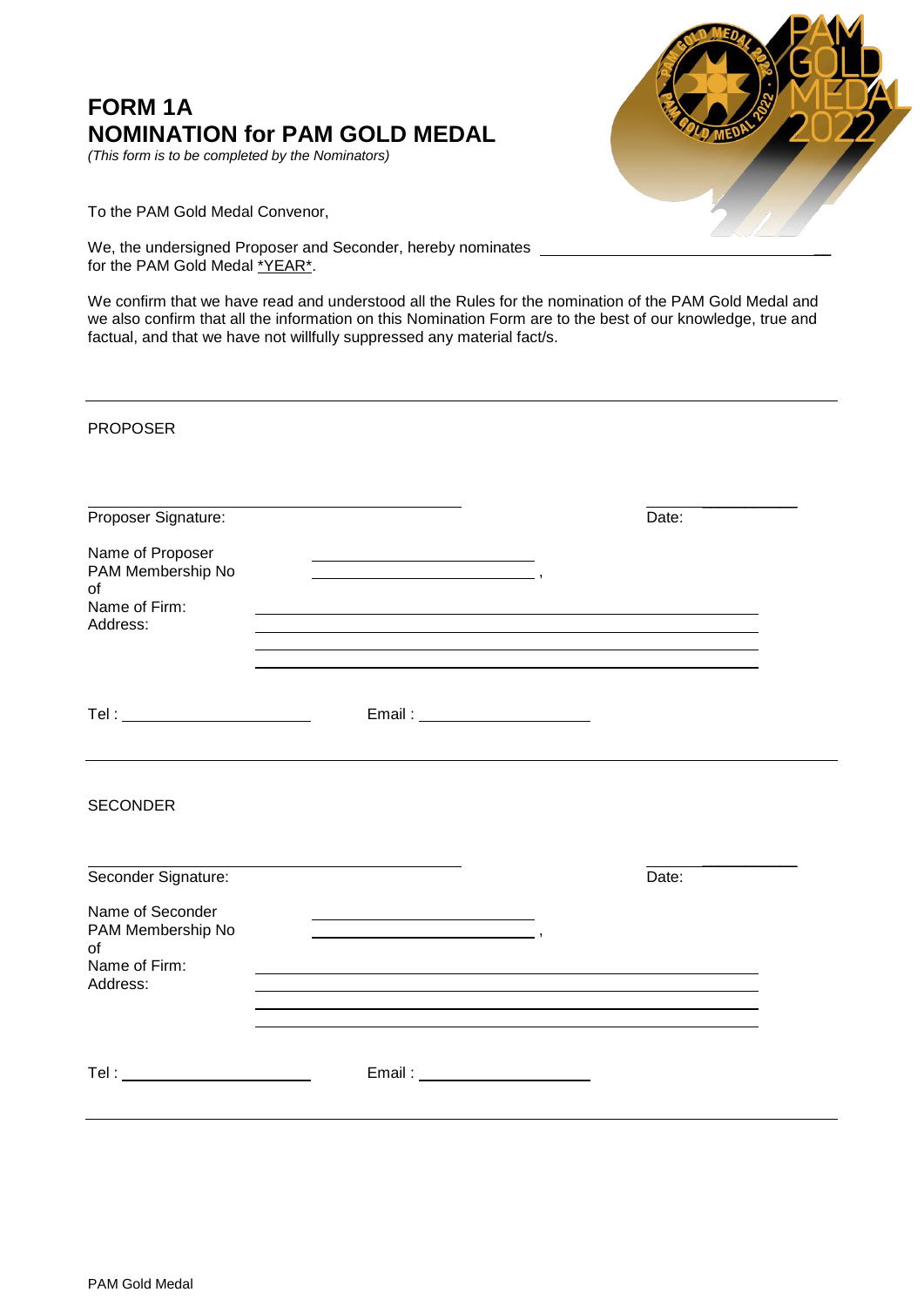# FORM 1A
# NOMINATION for PAM GOLD MEDAL

*(This form is to be completed by the Nominators)*

To the PAM Gold Medal Convenor,

We, the undersigned Proposer and Seconder, hereby nominates ______________________________ for the PAM Gold Medal *YEAR*.

We confirm that we have read and understood all the Rules for the nomination of the PAM Gold Medal and we also confirm that all the information on this Nomination Form are to the best of our knowledge, true and factual, and that we have not willfully suppressed any material fact/s.

---

PROPOSER

______________________________ Proposer Signature:

Date: __________

Name of Proposer ______________________

PAM Membership No ______________________ ,

of

Name of Firm: ______________________________________________

Address: ______________________________________________

______________________________________________

______________________________________________

Tel : ____________________ Email : ____________________

---

SECONDER

______________________________ Seconder Signature:

Date: __________

Name of Seconder ______________________

PAM Membership No ______________________ ,

of

Name of Firm: ______________________________________________

Address: ______________________________________________

______________________________________________

______________________________________________

Tel : ____________________ Email : ____________________

---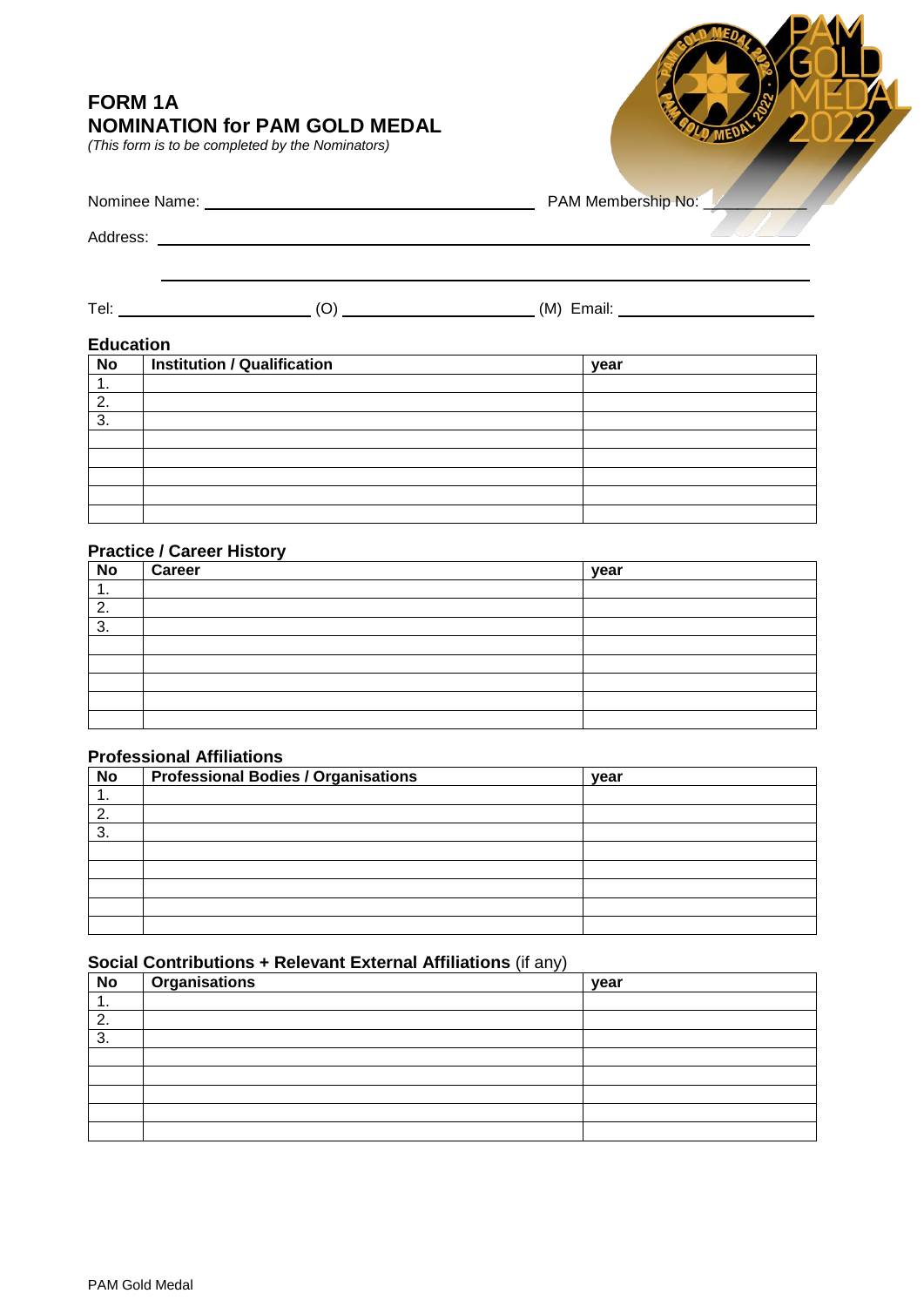## FORM 1A
## NOMINATION for PAM GOLD MEDAL

*(This form is to be completed by the Nominators)*

Nominee Name: ______________________________ PAM Membership No: ____________

Address: ______________________________________________________________

______________________________________________________________

Tel: ____________________ (O) ____________________ (M) Email: ____________________

### Education

| No | Institution / Qualification | year |
|---|---|---|
| 1. | | |
| 2. | | |
| 3. | | |
| | | |
| | | |
| | | |
| | | |
| | | |

### Practice / Career History

| No | Career | year |
|---|---|---|
| 1. | | |
| 2. | | |
| 3. | | |
| | | |
| | | |
| | | |
| | | |
| | | |

### Professional Affiliations

| No | Professional Bodies / Organisations | year |
|---|---|---|
| 1. | | |
| 2. | | |
| 3. | | |
| | | |
| | | |
| | | |
| | | |
| | | |

### Social Contributions + Relevant External Affiliations (if any)

| No | Organisations | year |
|---|---|---|
| 1. | | |
| 2. | | |
| 3. | | |
| | | |
| | | |
| | | |
| | | |
| | | |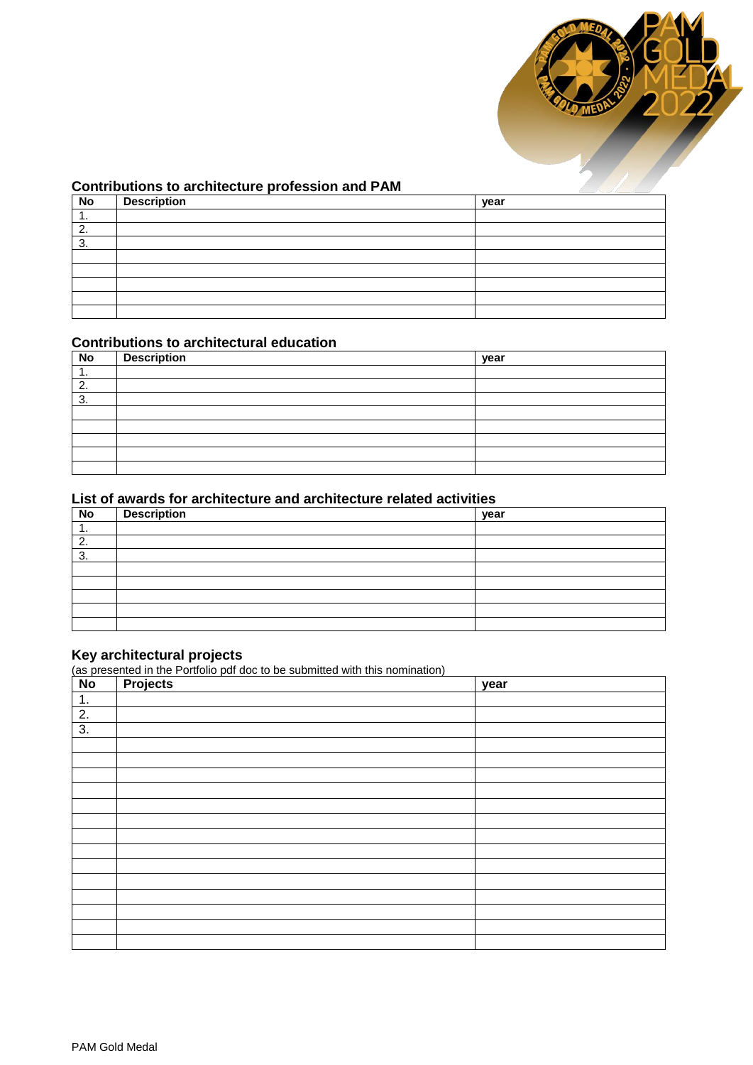## Contributions to architecture profession and PAM

| No | Description | year |
|---|---|---|
| 1. | | |
| 2. | | |
| 3. | | |
| | | |
| | | |
| | | |
| | | |
| | | |

## Contributions to architectural education

| No | Description | year |
|---|---|---|
| 1. | | |
| 2. | | |
| 3. | | |
| | | |
| | | |
| | | |
| | | |
| | | |

## List of awards for architecture and architecture related activities

| No | Description | year |
|---|---|---|
| 1. | | |
| 2. | | |
| 3. | | |
| | | |
| | | |
| | | |
| | | |
| | | |

## Key architectural projects

(as presented in the Portfolio pdf doc to be submitted with this nomination)

| No | Projects | year |
|---|---|---|
| 1. | | |
| 2. | | |
| 3. | | |
| | | |
| | | |
| | | |
| | | |
| | | |
| | | |
| | | |
| | | |
| | | |
| | | |
| | | |
| | | |
| | | |
| | | |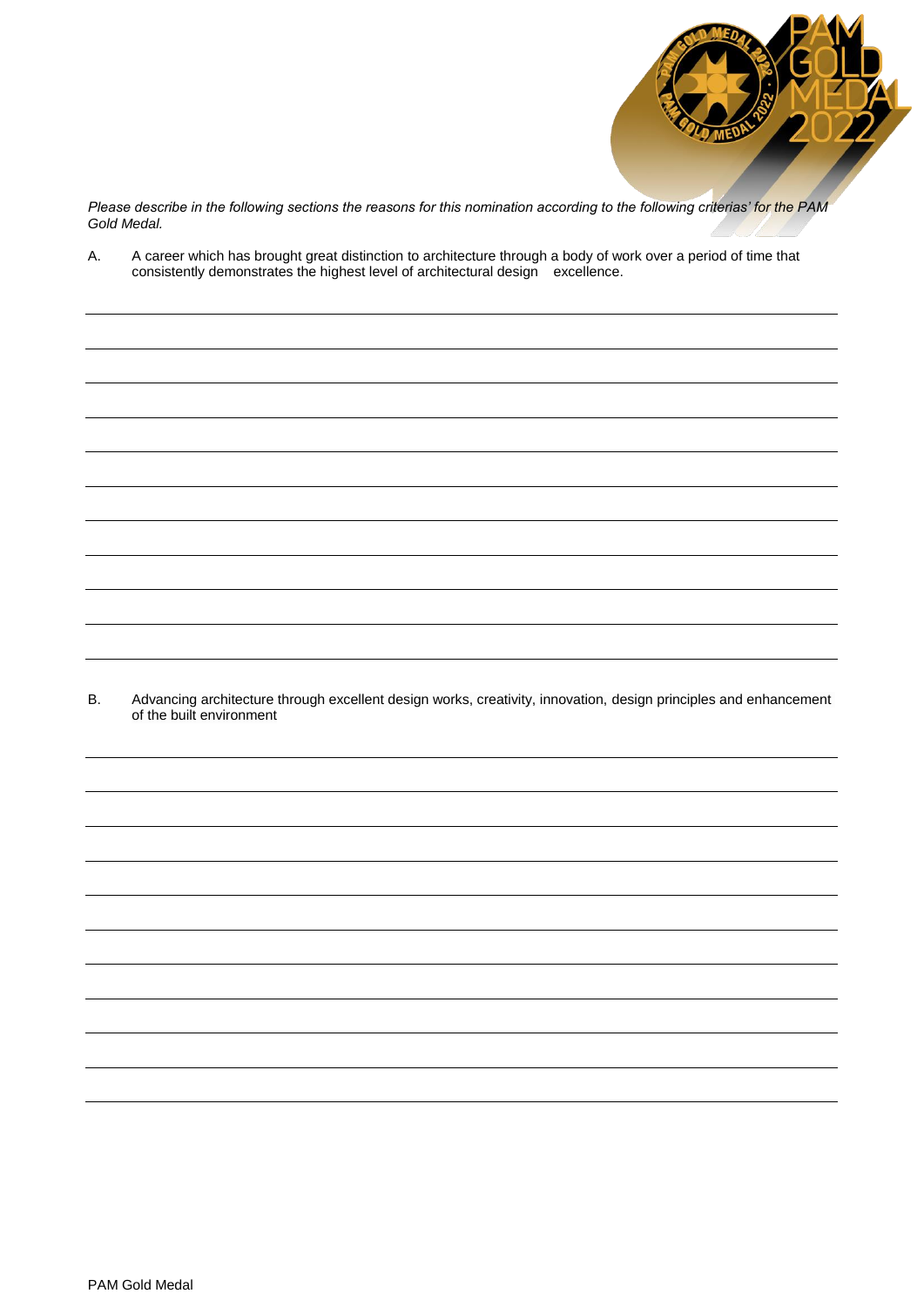*Please describe in the following sections the reasons for this nomination according to the following criterias' for the PAM Gold Medal.*

A. A career which has brought great distinction to architecture through a body of work over a period of time that consistently demonstrates the highest level of architectural design excellence.

B. Advancing architecture through excellent design works, creativity, innovation, design principles and enhancement of the built environment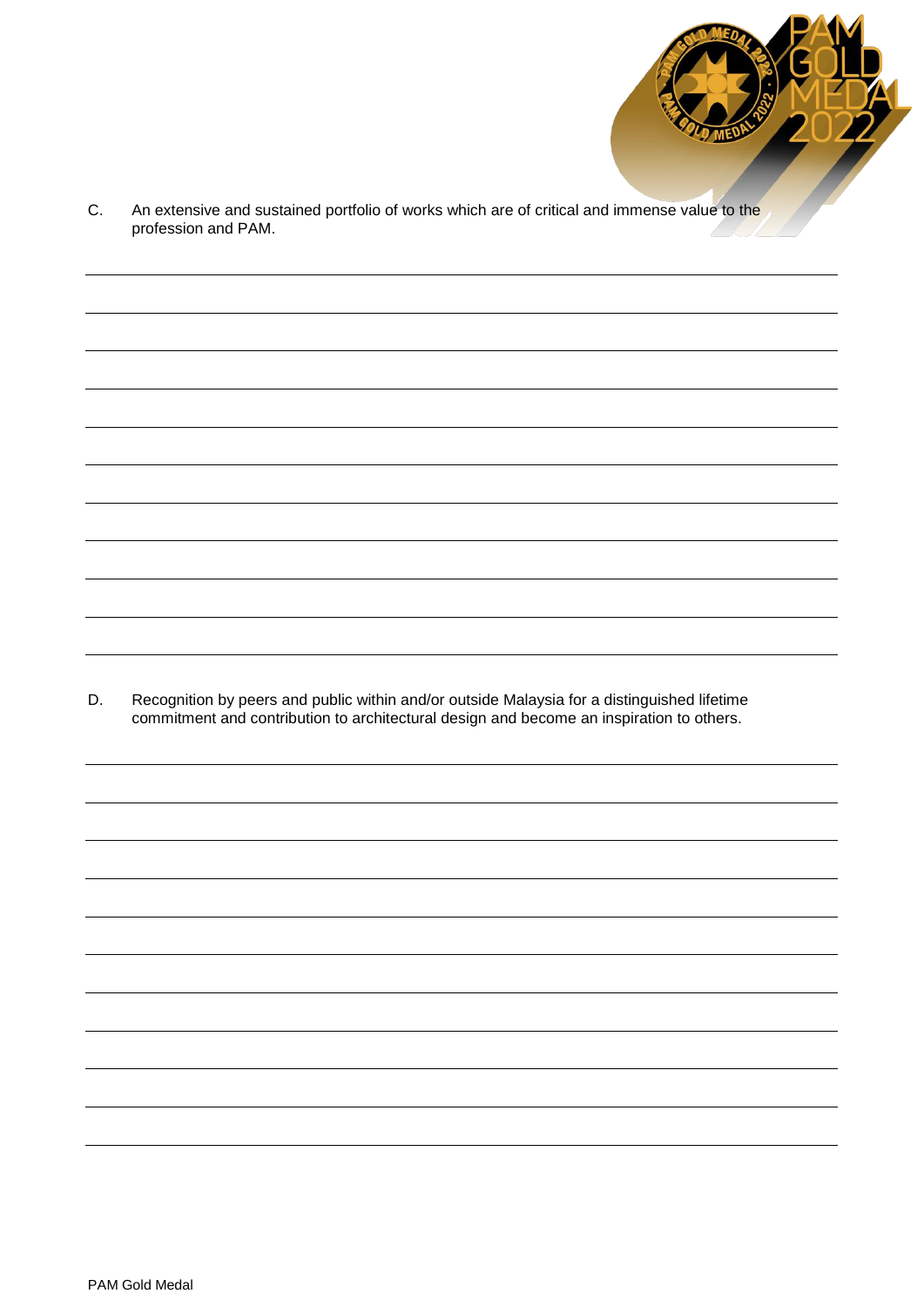C. An extensive and sustained portfolio of works which are of critical and immense value to the profession and PAM.

D. Recognition by peers and public within and/or outside Malaysia for a distinguished lifetime commitment and contribution to architectural design and become an inspiration to others.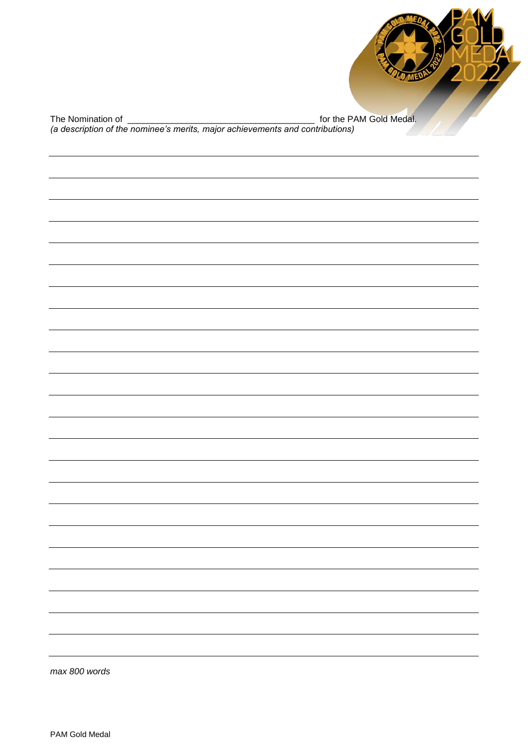The Nomination of _____________________________________ for the PAM Gold Medal.
*(a description of the nominee's merits, major achievements and contributions)*

*max 800 words*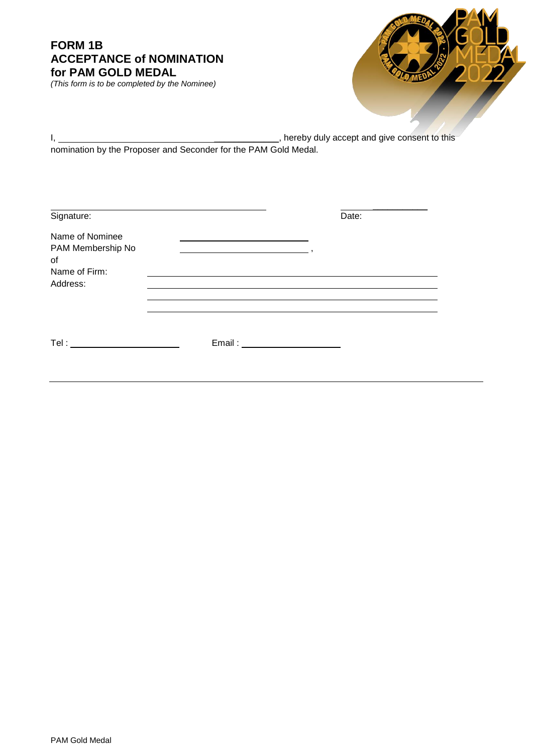# FORM 1B
# ACCEPTANCE of NOMINATION
# for PAM GOLD MEDAL

*(This form is to be completed by the Nominee)*

I, ____________________________________________, hereby duly accept and give consent to this nomination by the Proposer and Seconder for the PAM Gold Medal.

______________________________________ &nbsp;&nbsp;&nbsp;&nbsp;&nbsp;&nbsp;&nbsp;&nbsp; ______________

Signature: &nbsp;&nbsp;&nbsp;&nbsp;&nbsp;&nbsp;&nbsp;&nbsp;&nbsp;&nbsp;&nbsp;&nbsp;&nbsp;&nbsp;&nbsp;&nbsp;&nbsp;&nbsp;&nbsp;&nbsp;&nbsp;&nbsp;&nbsp;&nbsp;&nbsp;&nbsp;&nbsp;&nbsp;&nbsp;&nbsp;&nbsp;&nbsp;&nbsp;&nbsp;&nbsp;&nbsp;&nbsp;&nbsp; Date:

Name of Nominee &nbsp;&nbsp;&nbsp;&nbsp;&nbsp;&nbsp;&nbsp;&nbsp;&nbsp; ______________________

PAM Membership No of &nbsp;&nbsp;&nbsp; ______________________ ,

Name of Firm: &nbsp;&nbsp;&nbsp; ______________________________________________

Address: &nbsp;&nbsp;&nbsp; ______________________________________________

______________________________________________

______________________________________________

Tel : ____________________ &nbsp;&nbsp;&nbsp;&nbsp;&nbsp;&nbsp;&nbsp;&nbsp; Email : ____________________

---